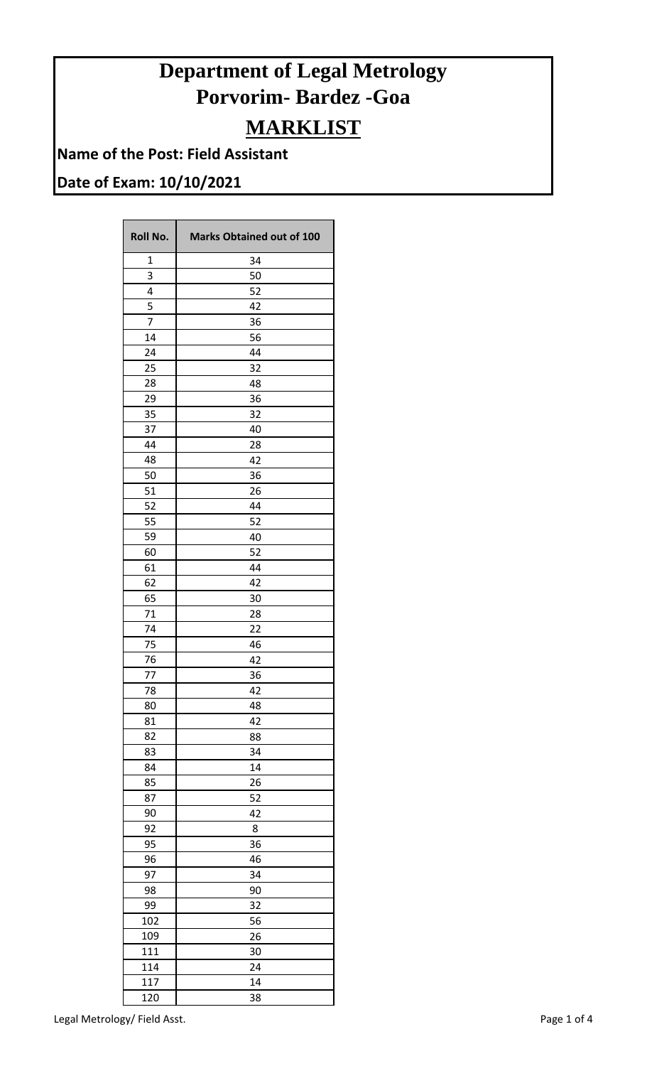# Department of Legal Metrology
# Porvorim- Bardez -Goa

## MARKLIST

**Name of the Post: Field Assistant**

**Date of Exam: 10/10/2021**

| Roll No. | Marks Obtained out of 100 |
|---|---|
| 1 | 34 |
| 3 | 50 |
| 4 | 52 |
| 5 | 42 |
| 7 | 36 |
| 14 | 56 |
| 24 | 44 |
| 25 | 32 |
| 28 | 48 |
| 29 | 36 |
| 35 | 32 |
| 37 | 40 |
| 44 | 28 |
| 48 | 42 |
| 50 | 36 |
| 51 | 26 |
| 52 | 44 |
| 55 | 52 |
| 59 | 40 |
| 60 | 52 |
| 61 | 44 |
| 62 | 42 |
| 65 | 30 |
| 71 | 28 |
| 74 | 22 |
| 75 | 46 |
| 76 | 42 |
| 77 | 36 |
| 78 | 42 |
| 80 | 48 |
| 81 | 42 |
| 82 | 88 |
| 83 | 34 |
| 84 | 14 |
| 85 | 26 |
| 87 | 52 |
| 90 | 42 |
| 92 | 8 |
| 95 | 36 |
| 96 | 46 |
| 97 | 34 |
| 98 | 90 |
| 99 | 32 |
| 102 | 56 |
| 109 | 26 |
| 111 | 30 |
| 114 | 24 |
| 117 | 14 |
| 120 | 38 |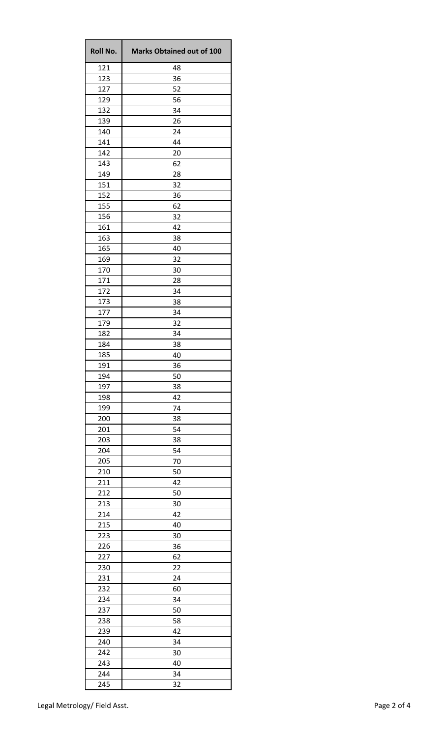| Roll No. | Marks Obtained out of 100 |
| --- | --- |
| 121 | 48 |
| 123 | 36 |
| 127 | 52 |
| 129 | 56 |
| 132 | 34 |
| 139 | 26 |
| 140 | 24 |
| 141 | 44 |
| 142 | 20 |
| 143 | 62 |
| 149 | 28 |
| 151 | 32 |
| 152 | 36 |
| 155 | 62 |
| 156 | 32 |
| 161 | 42 |
| 163 | 38 |
| 165 | 40 |
| 169 | 32 |
| 170 | 30 |
| 171 | 28 |
| 172 | 34 |
| 173 | 38 |
| 177 | 34 |
| 179 | 32 |
| 182 | 34 |
| 184 | 38 |
| 185 | 40 |
| 191 | 36 |
| 194 | 50 |
| 197 | 38 |
| 198 | 42 |
| 199 | 74 |
| 200 | 38 |
| 201 | 54 |
| 203 | 38 |
| 204 | 54 |
| 205 | 70 |
| 210 | 50 |
| 211 | 42 |
| 212 | 50 |
| 213 | 30 |
| 214 | 42 |
| 215 | 40 |
| 223 | 30 |
| 226 | 36 |
| 227 | 62 |
| 230 | 22 |
| 231 | 24 |
| 232 | 60 |
| 234 | 34 |
| 237 | 50 |
| 238 | 58 |
| 239 | 42 |
| 240 | 34 |
| 242 | 30 |
| 243 | 40 |
| 244 | 34 |
| 245 | 32 |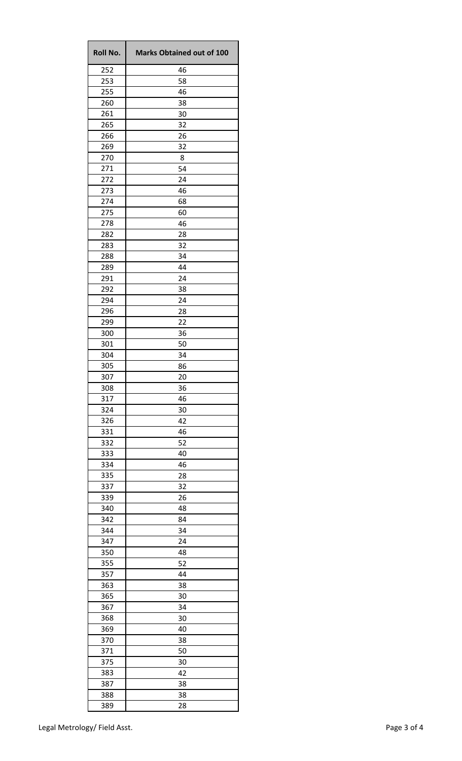| Roll No. | Marks Obtained out of 100 |
|---|---|
| 252 | 46 |
| 253 | 58 |
| 255 | 46 |
| 260 | 38 |
| 261 | 30 |
| 265 | 32 |
| 266 | 26 |
| 269 | 32 |
| 270 | 8 |
| 271 | 54 |
| 272 | 24 |
| 273 | 46 |
| 274 | 68 |
| 275 | 60 |
| 278 | 46 |
| 282 | 28 |
| 283 | 32 |
| 288 | 34 |
| 289 | 44 |
| 291 | 24 |
| 292 | 38 |
| 294 | 24 |
| 296 | 28 |
| 299 | 22 |
| 300 | 36 |
| 301 | 50 |
| 304 | 34 |
| 305 | 86 |
| 307 | 20 |
| 308 | 36 |
| 317 | 46 |
| 324 | 30 |
| 326 | 42 |
| 331 | 46 |
| 332 | 52 |
| 333 | 40 |
| 334 | 46 |
| 335 | 28 |
| 337 | 32 |
| 339 | 26 |
| 340 | 48 |
| 342 | 84 |
| 344 | 34 |
| 347 | 24 |
| 350 | 48 |
| 355 | 52 |
| 357 | 44 |
| 363 | 38 |
| 365 | 30 |
| 367 | 34 |
| 368 | 30 |
| 369 | 40 |
| 370 | 38 |
| 371 | 50 |
| 375 | 30 |
| 383 | 42 |
| 387 | 38 |
| 388 | 38 |
| 389 | 28 |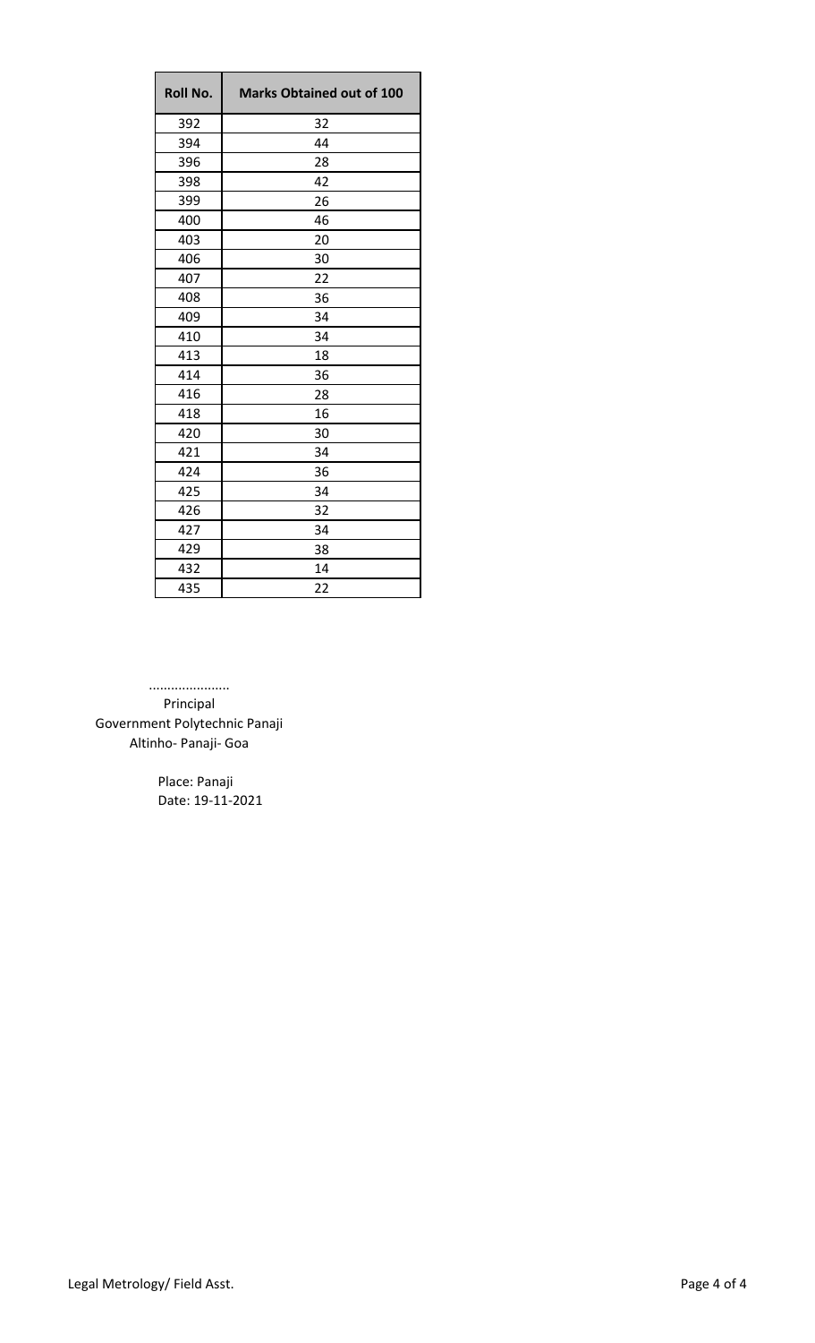| Roll No. | Marks Obtained out of 100 |
|---|---|
| 392 | 32 |
| 394 | 44 |
| 396 | 28 |
| 398 | 42 |
| 399 | 26 |
| 400 | 46 |
| 403 | 20 |
| 406 | 30 |
| 407 | 22 |
| 408 | 36 |
| 409 | 34 |
| 410 | 34 |
| 413 | 18 |
| 414 | 36 |
| 416 | 28 |
| 418 | 16 |
| 420 | 30 |
| 421 | 34 |
| 424 | 36 |
| 425 | 34 |
| 426 | 32 |
| 427 | 34 |
| 429 | 38 |
| 432 | 14 |
| 435 | 22 |

......................

Principal

Government Polytechnic Panaji

Altinho- Panaji- Goa

Place: Panaji

Date: 19-11-2021

Legal Metrology/ Field Asst.